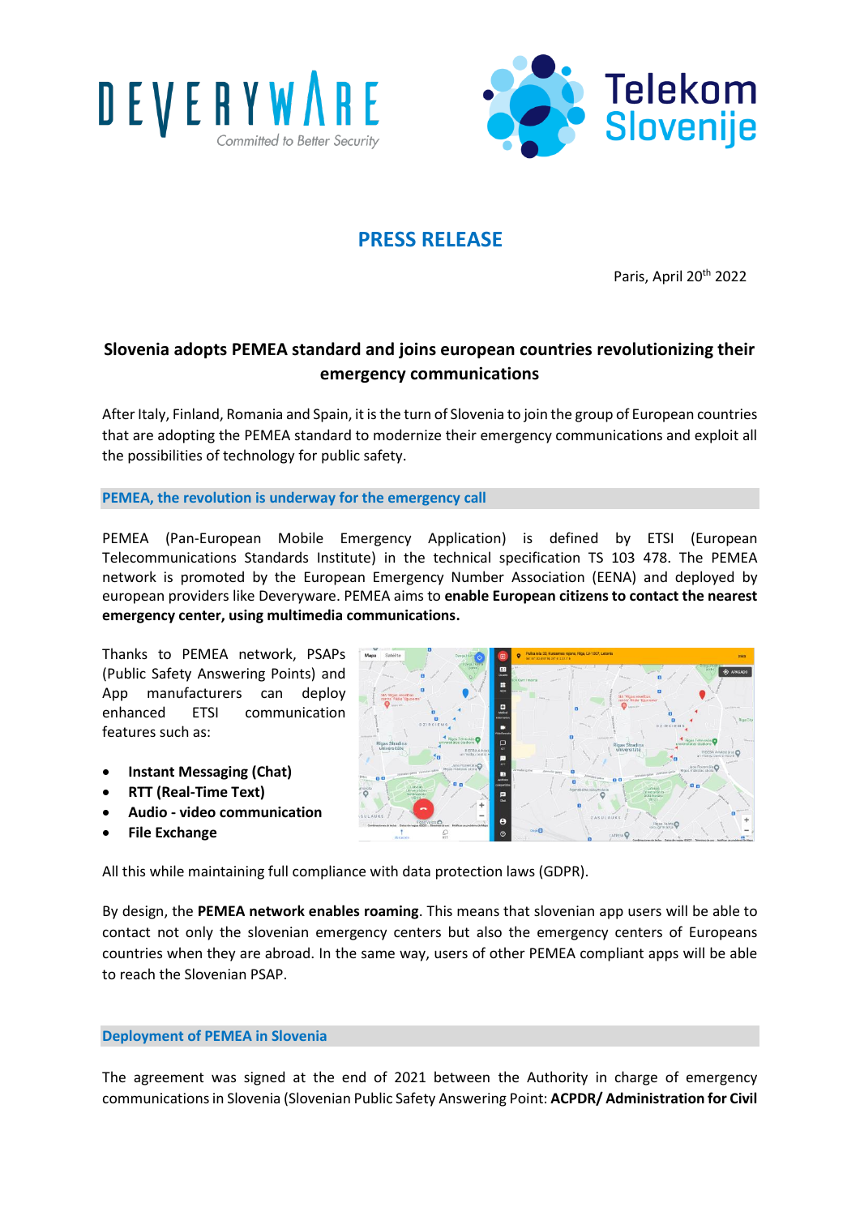# PRESS RELEASE

Paris, April 20th 2022

## Slovenia adopts PEMEA standard and joins european countries revolutionizing their emergency communications

After Italy, Finland, Romania and Spain, it is the turn of Slovenia to join the group of European countries that are adopting the PEMEA standard to modernize their emergency communications and exploit all the possibilities of technology for public safety.

### PEMEA, the revolution is underway for the emergency call

PEMEA (Pan-European Mobile Emergency Application) is defined by ETSI (European Telecommunications Standards Institute) in the technical specification TS 103 478. The PEMEA network is promoted by the European Emergency Number Association (EENA) and deployed by european providers like Deveryware. PEMEA aims to **enable European citizens to contact the nearest emergency center, using multimedia communications.**

Thanks to PEMEA network, PSAPs (Public Safety Answering Points) and App manufacturers can deploy enhanced ETSI communication features such as:

- **Instant Messaging (Chat)**
- **RTT (Real-Time Text)**
- **Audio - video communication**
- **File Exchange**

All this while maintaining full compliance with data protection laws (GDPR).

By design, the **PEMEA network enables roaming**. This means that slovenian app users will be able to contact not only the slovenian emergency centers but also the emergency centers of Europeans countries when they are abroad. In the same way, users of other PEMEA compliant apps will be able to reach the Slovenian PSAP.

### Deployment of PEMEA in Slovenia

The agreement was signed at the end of 2021 between the Authority in charge of emergency communications in Slovenia (Slovenian Public Safety Answering Point: **ACPDR/ Administration for Civil**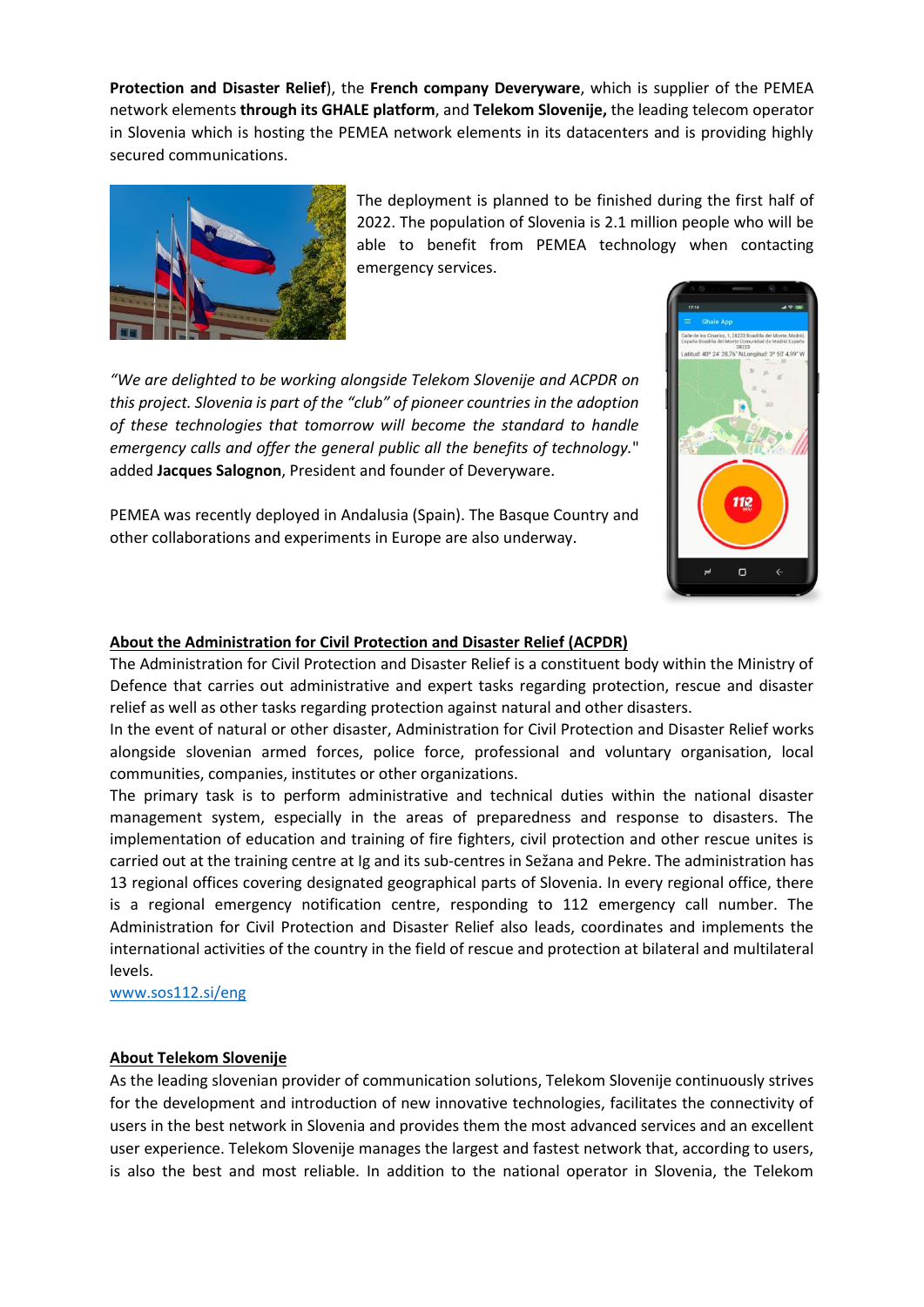**Protection and Disaster Relief**), the **French company Deveryware**, which is supplier of the PEMEA network elements **through its GHALE platform**, and **Telekom Slovenije,** the leading telecom operator in Slovenia which is hosting the PEMEA network elements in its datacenters and is providing highly secured communications.

The deployment is planned to be finished during the first half of 2022. The population of Slovenia is 2.1 million people who will be able to benefit from PEMEA technology when contacting emergency services.

*"We are delighted to be working alongside Telekom Slovenije and ACPDR on this project. Slovenia is part of the "club" of pioneer countries in the adoption of these technologies that tomorrow will become the standard to handle emergency calls and offer the general public all the benefits of technology."* added **Jacques Salognon**, President and founder of Deveryware.

PEMEA was recently deployed in Andalusia (Spain). The Basque Country and other collaborations and experiments in Europe are also underway.

**About the Administration for Civil Protection and Disaster Relief (ACPDR)**

The Administration for Civil Protection and Disaster Relief is a constituent body within the Ministry of Defence that carries out administrative and expert tasks regarding protection, rescue and disaster relief as well as other tasks regarding protection against natural and other disasters.

In the event of natural or other disaster, Administration for Civil Protection and Disaster Relief works alongside slovenian armed forces, police force, professional and voluntary organisation, local communities, companies, institutes or other organizations.

The primary task is to perform administrative and technical duties within the national disaster management system, especially in the areas of preparedness and response to disasters. The implementation of education and training of fire fighters, civil protection and other rescue unites is carried out at the training centre at Ig and its sub-centres in Sežana and Pekre. The administration has 13 regional offices covering designated geographical parts of Slovenia. In every regional office, there is a regional emergency notification centre, responding to 112 emergency call number. The Administration for Civil Protection and Disaster Relief also leads, coordinates and implements the international activities of the country in the field of rescue and protection at bilateral and multilateral levels.

www.sos112.si/eng

**About Telekom Slovenije**

As the leading slovenian provider of communication solutions, Telekom Slovenije continuously strives for the development and introduction of new innovative technologies, facilitates the connectivity of users in the best network in Slovenia and provides them the most advanced services and an excellent user experience. Telekom Slovenije manages the largest and fastest network that, according to users, is also the best and most reliable. In addition to the national operator in Slovenia, the Telekom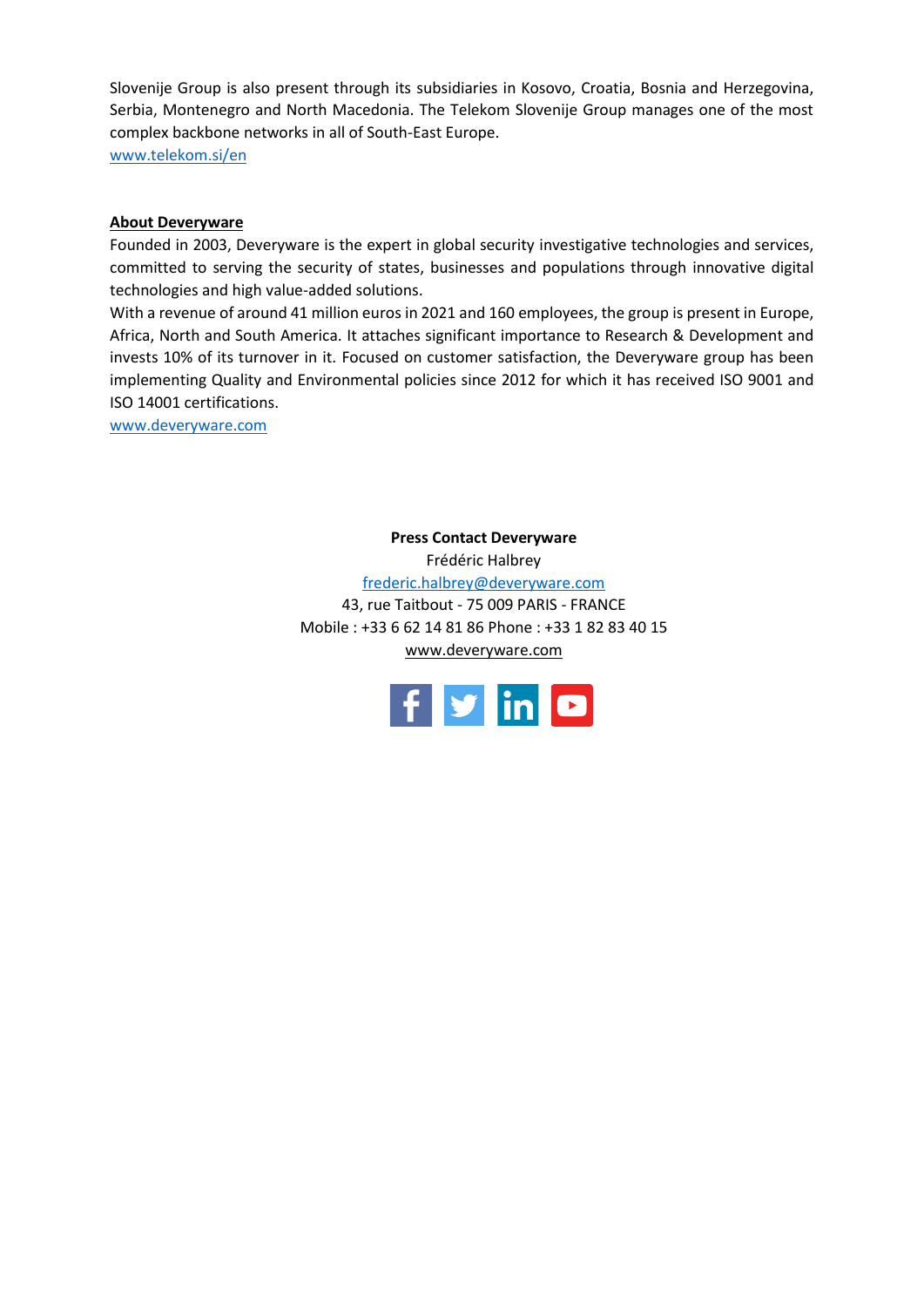Slovenije Group is also present through its subsidiaries in Kosovo, Croatia, Bosnia and Herzegovina, Serbia, Montenegro and North Macedonia. The Telekom Slovenije Group manages one of the most complex backbone networks in all of South-East Europe.
[www.telekom.si/en](http://www.telekom.si/en)

**About Deveryware**

Founded in 2003, Deveryware is the expert in global security investigative technologies and services, committed to serving the security of states, businesses and populations through innovative digital technologies and high value-added solutions.
With a revenue of around 41 million euros in 2021 and 160 employees, the group is present in Europe, Africa, North and South America. It attaches significant importance to Research & Development and invests 10% of its turnover in it. Focused on customer satisfaction, the Deveryware group has been implementing Quality and Environmental policies since 2012 for which it has received ISO 9001 and ISO 14001 certifications.
[www.deveryware.com](http://www.deveryware.com)

**Press Contact Deveryware**
Frédéric Halbrey
[frederic.halbrey@deveryware.com](mailto:frederic.halbrey@deveryware.com)
43, rue Taitbout - 75 009 PARIS - FRANCE
Mobile : +33 6 62 14 81 86 Phone : +33 1 82 83 40 15
[www.deveryware.com](http://www.deveryware.com)